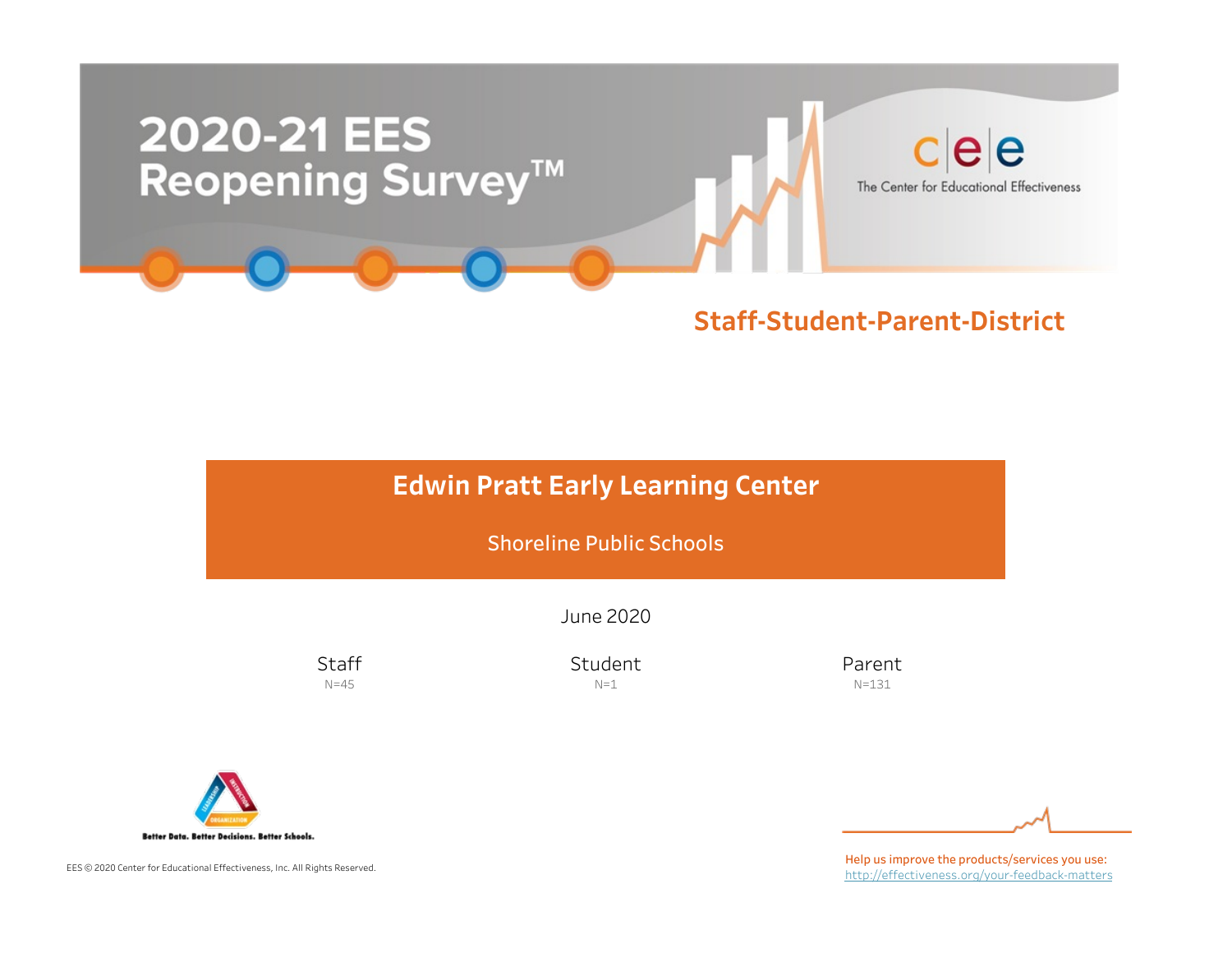# 2020-21 EES Reopening Survey™

The Center for Educational Effectiveness

## Staff-Student-Parent-District

## Edwin Pratt Early Learning Center

Shoreline Public Schools

June 2020

| Staff | Student | Parent |
| --- | --- | --- |
| N=45 | N=1 | N=131 |

Better Data. Better Decisions. Better Schools.

EES © 2020 Center for Educational Effectiveness, Inc. All Rights Reserved.

Help us improve the products/services you use: http://effectiveness.org/your-feedback-matters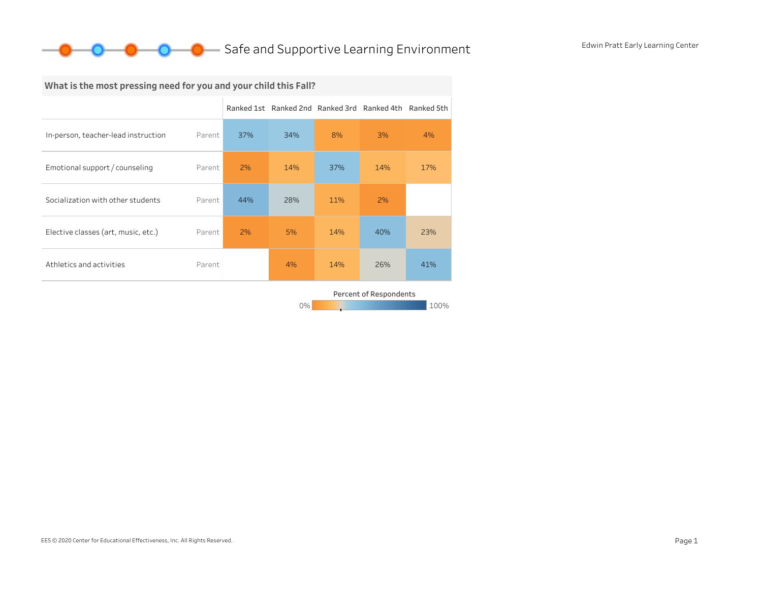# Safe and Supportive Learning Environment

Edwin Pratt Early Learning Center

## What is the most pressing need for you and your child this Fall?

| | | Ranked 1st | Ranked 2nd | Ranked 3rd | Ranked 4th | Ranked 5th |
|---|---|---|---|---|---|---|
| In-person, teacher-lead instruction | Parent | 37% | 34% | 8% | 3% | 4% |
| Emotional support / counseling | Parent | 2% | 14% | 37% | 14% | 17% |
| Socialization with other students | Parent | 44% | 28% | 11% | 2% | |
| Elective classes (art, music, etc.) | Parent | 2% | 5% | 14% | 40% | 23% |
| Athletics and activities | Parent | | 4% | 14% | 26% | 41% |

Percent of Respondents

0% — 100%

EES © 2020 Center for Educational Effectiveness, Inc. All Rights Reserved.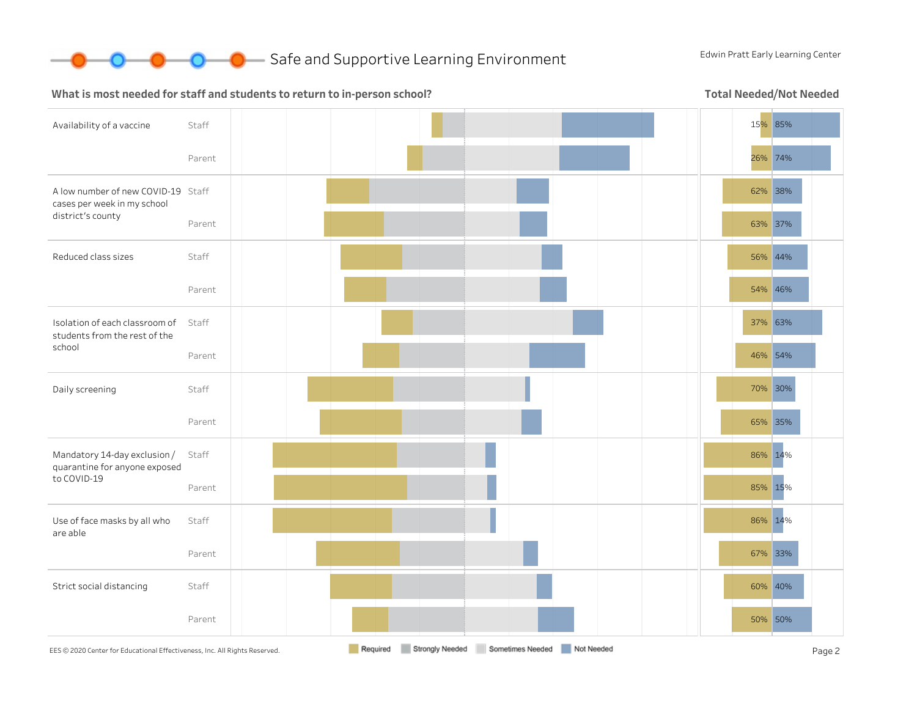## Safe and Supportive Learning Environment

Edwin Pratt Early Learning Center

### What is most needed for staff and students to return to in-person school?

**Total Needed/Not Needed**

| Item | Group | Needed | Not Needed |
|---|---|---|---|
| Availability of a vaccine | Staff | 15% | 85% |
| | Parent | 26% | 74% |
| A low number of new COVID-19 cases per week in my school district's county | Staff | 62% | 38% |
| | Parent | 63% | 37% |
| Reduced class sizes | Staff | 56% | 44% |
| | Parent | 54% | 46% |
| Isolation of each classroom of students from the rest of the school | Staff | 37% | 63% |
| | Parent | 46% | 54% |
| Daily screening | Staff | 70% | 30% |
| | Parent | 65% | 35% |
| Mandatory 14-day exclusion / quarantine for anyone exposed to COVID-19 | Staff | 86% | 14% |
| | Parent | 85% | 15% |
| Use of face masks by all who are able | Staff | 86% | 14% |
| | Parent | 67% | 33% |
| Strict social distancing | Staff | 60% | 40% |
| | Parent | 50% | 50% |

Legend: Required, Strongly Needed, Sometimes Needed, Not Needed

EES © 2020 Center for Educational Effectiveness, Inc. All Rights Reserved.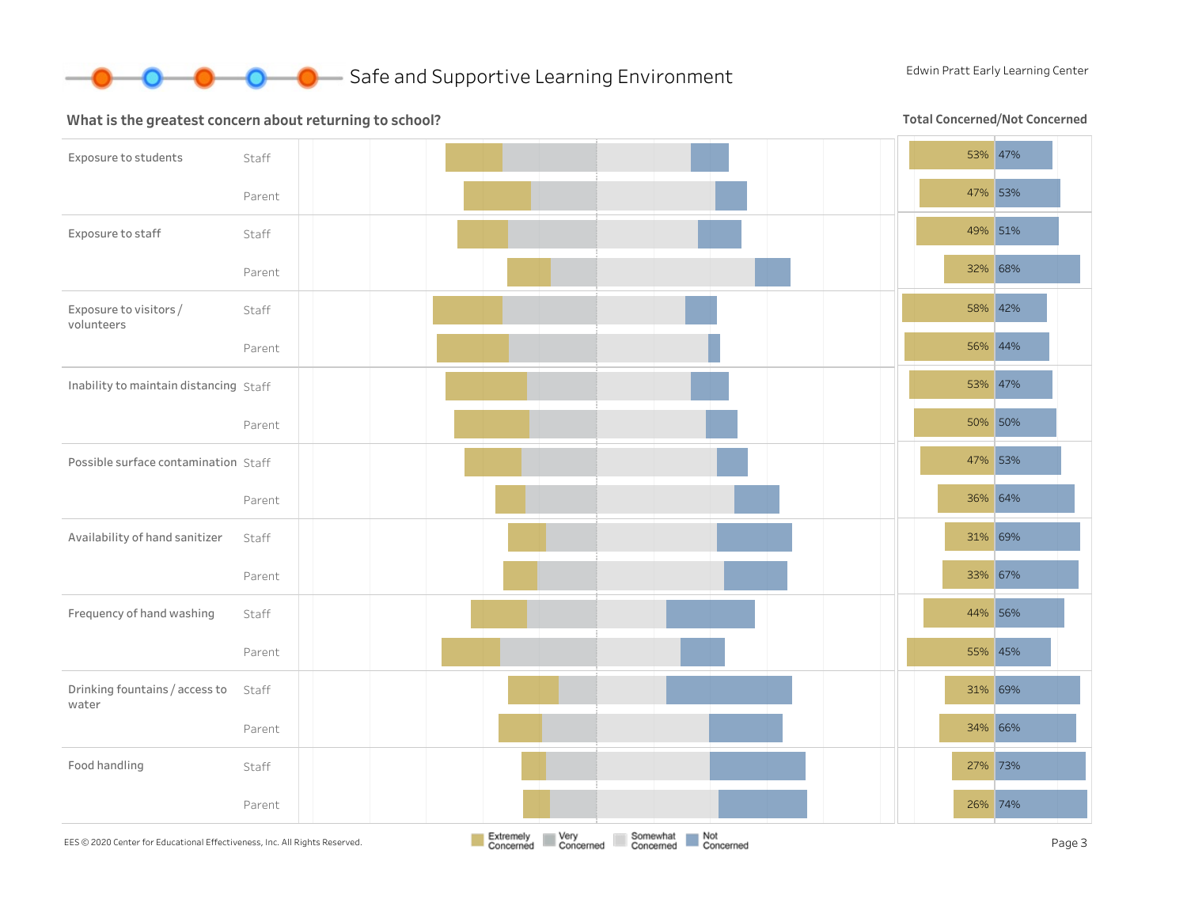# Safe and Supportive Learning Environment

Edwin Pratt Early Learning Center

## What is the greatest concern about returning to school?

**Total Concerned/Not Concerned**

| Concern | Respondent | Concerned | Not Concerned |
|---|---|---|---|
| Exposure to students | Staff | 53% | 47% |
| | Parent | 47% | 53% |
| Exposure to staff | Staff | 49% | 51% |
| | Parent | 32% | 68% |
| Exposure to visitors / volunteers | Staff | 58% | 42% |
| | Parent | 56% | 44% |
| Inability to maintain distancing | Staff | 53% | 47% |
| | Parent | 50% | 50% |
| Possible surface contamination | Staff | 47% | 53% |
| | Parent | 36% | 64% |
| Availability of hand sanitizer | Staff | 31% | 69% |
| | Parent | 33% | 67% |
| Frequency of hand washing | Staff | 44% | 56% |
| | Parent | 55% | 45% |
| Drinking fountains / access to water | Staff | 31% | 69% |
| | Parent | 34% | 66% |
| Food handling | Staff | 27% | 73% |
| | Parent | 26% | 74% |

Legend: Extremely Concerned, Very Concerned, Somewhat Concerned, Not Concerned

EES © 2020 Center for Educational Effectiveness, Inc. All Rights Reserved.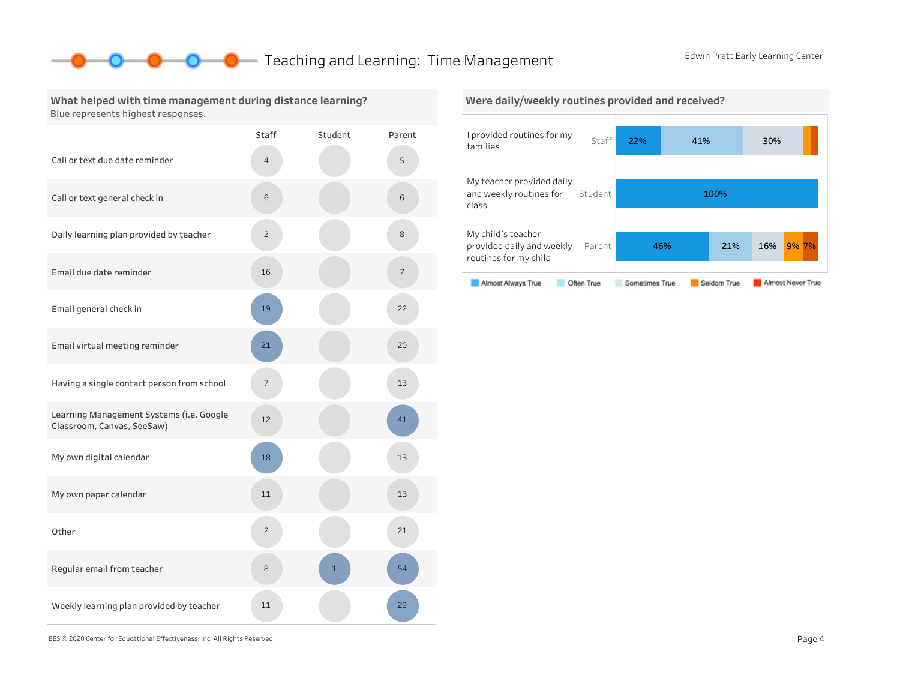# Teaching and Learning: Time Management

Edwin Pratt Early Learning Center

## What helped with time management during distance learning?

Blue represents highest responses.

| | Staff | Student | Parent |
|---|---|---|---|
| Call or text due date reminder | 4 | | 5 |
| Call or text general check in | 6 | | 6 |
| Daily learning plan provided by teacher | 2 | | 8 |
| Email due date reminder | 16 | | 7 |
| Email general check in | 19 | | 22 |
| Email virtual meeting reminder | 21 | | 20 |
| Having a single contact person from school | 7 | | 13 |
| Learning Management Systems (i.e. Google Classroom, Canvas, SeeSaw) | 12 | | 41 |
| My own digital calendar | 18 | | 13 |
| My own paper calendar | 11 | | 13 |
| Other | 2 | | 21 |
| Regular email from teacher | 8 | 1 | 54 |
| Weekly learning plan provided by teacher | 11 | | 29 |

## Were daily/weekly routines provided and received?

| Statement | Respondent | Almost Always True | Often True | Sometimes True | Seldom True | Almost Never True |
|---|---|---|---|---|---|---|
| I provided routines for my families | Staff | 22% | 41% | 30% | | |
| My teacher provided daily and weekly routines for class | Student | 100% | | | | |
| My child's teacher provided daily and weekly routines for my child | Parent | 46% | 21% | 16% | 9% | 7% |

EES © 2020 Center for Educational Effectiveness, Inc. All Rights Reserved.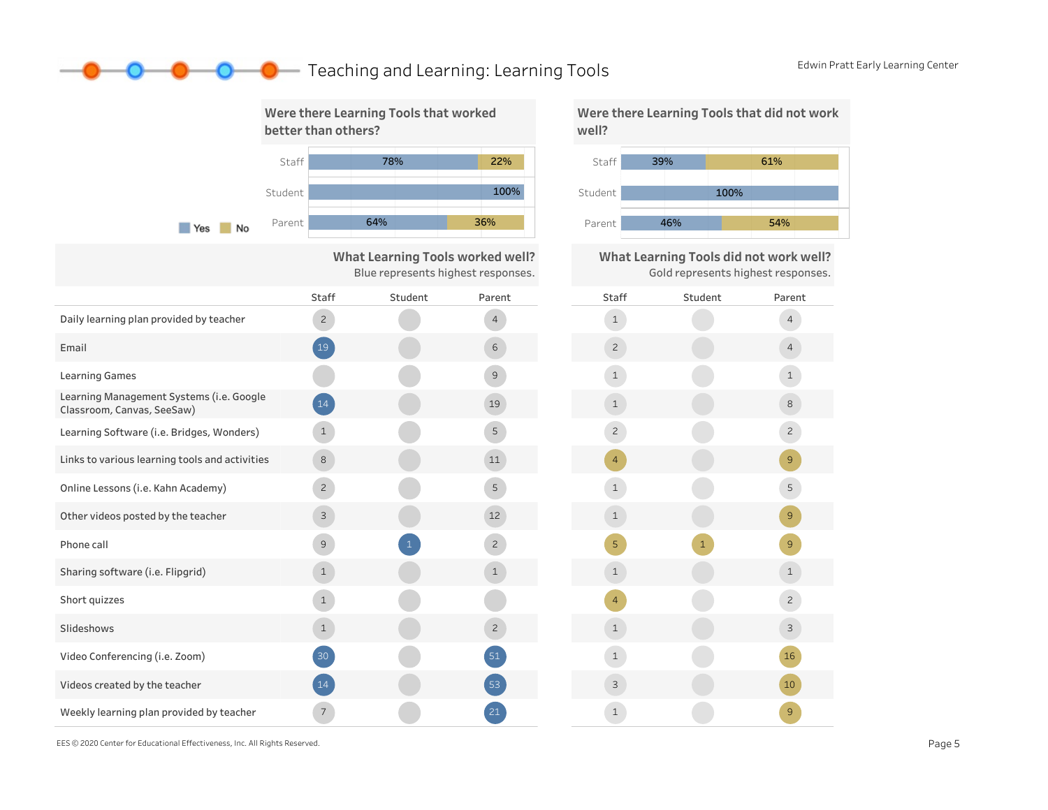# Teaching and Learning: Learning Tools

Edwin Pratt Early Learning Center

## Were there Learning Tools that worked better than others?

| | Yes | No |
|---|---|---|
| Staff | 78% | 22% |
| Student | 100% | |
| Parent | 64% | 36% |

## Were there Learning Tools that did not work well?

| | Yes | No |
|---|---|---|
| Staff | 39% | 61% |
| Student | 100% | |
| Parent | 46% | 54% |

## What Learning Tools worked well? / What Learning Tools did not work well?

Blue represents highest responses. Gold represents highest responses.

| Learning Tool | Worked well: Staff | Worked well: Student | Worked well: Parent | Did not work well: Staff | Did not work well: Student | Did not work well: Parent |
|---|---|---|---|---|---|---|
| Daily learning plan provided by teacher | 2 | | 4 | 1 | | 4 |
| Email | 19 | | 6 | 2 | | 4 |
| Learning Games | | | 9 | 1 | | 1 |
| Learning Management Systems (i.e. Google Classroom, Canvas, SeeSaw) | 14 | | 19 | 1 | | 8 |
| Learning Software (i.e. Bridges, Wonders) | 1 | | 5 | 2 | | 2 |
| Links to various learning tools and activities | 8 | | 11 | 4 | | 9 |
| Online Lessons (i.e. Kahn Academy) | 2 | | 5 | 1 | | 5 |
| Other videos posted by the teacher | 3 | | 12 | 1 | | 9 |
| Phone call | 9 | 1 | 2 | 5 | 1 | 9 |
| Sharing software (i.e. Flipgrid) | 1 | | 1 | 1 | | 1 |
| Short quizzes | 1 | | | 4 | | 2 |
| Slideshows | 1 | | 2 | 1 | | 3 |
| Video Conferencing (i.e. Zoom) | 30 | | 51 | 1 | | 16 |
| Videos created by the teacher | 14 | | 53 | 3 | | 10 |
| Weekly learning plan provided by teacher | 7 | | 21 | 1 | | 9 |

EES © 2020 Center for Educational Effectiveness, Inc. All Rights Reserved.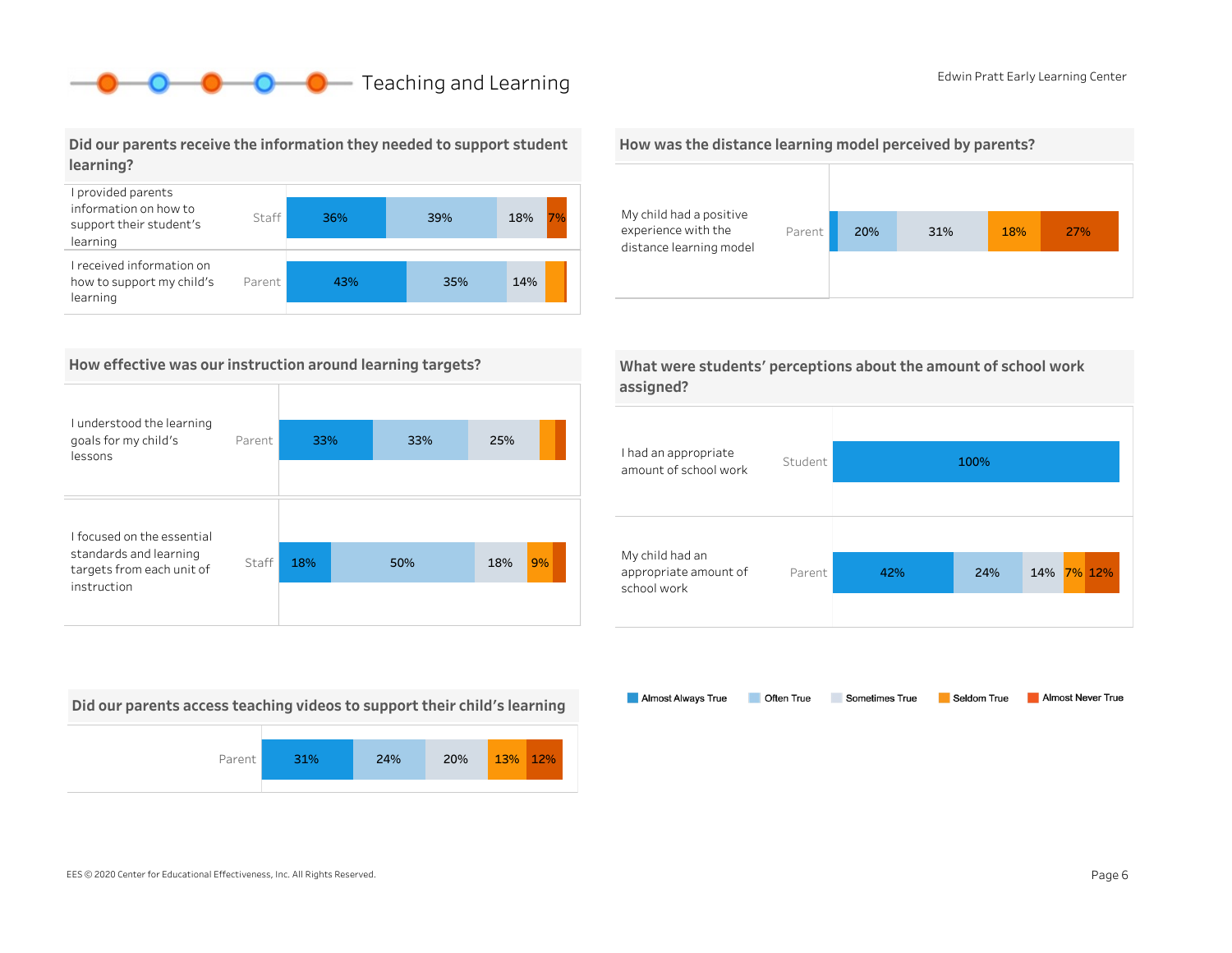# Teaching and Learning

Edwin Pratt Early Learning Center

## Did our parents receive the information they needed to support student learning?

| Item | Respondent | Almost Always True | Often True | Sometimes True | Seldom True | Almost Never True |
|---|---|---|---|---|---|---|
| I provided parents information on how to support their student's learning | Staff | 36% | 39% | 18% | | 7% |
| I received information on how to support my child's learning | Parent | 43% | 35% | 14% | | |

## How was the distance learning model perceived by parents?

| Item | Respondent | Almost Always True | Often True | Sometimes True | Seldom True | Almost Never True |
|---|---|---|---|---|---|---|
| My child had a positive experience with the distance learning model | Parent | | 20% | 31% | 18% | 27% |

## How effective was our instruction around learning targets?

| Item | Respondent | Almost Always True | Often True | Sometimes True | Seldom True | Almost Never True |
|---|---|---|---|---|---|---|
| I understood the learning goals for my child's lessons | Parent | 33% | 33% | 25% | | |
| I focused on the essential standards and learning targets from each unit of instruction | Staff | 18% | 50% | 18% | 9% | |

## What were students' perceptions about the amount of school work assigned?

| Item | Respondent | Almost Always True | Often True | Sometimes True | Seldom True | Almost Never True |
|---|---|---|---|---|---|---|
| I had an appropriate amount of school work | Student | 100% | | | | |
| My child had an appropriate amount of school work | Parent | 42% | 24% | 14% | 7% | 12% |

## Did our parents access teaching videos to support their child's learning

| Respondent | Almost Always True | Often True | Sometimes True | Seldom True | Almost Never True |
|---|---|---|---|---|---|
| Parent | 31% | 24% | 20% | 13% | 12% |

Almost Always True | Often True | Sometimes True | Seldom True | Almost Never True

EES © 2020 Center for Educational Effectiveness, Inc. All Rights Reserved.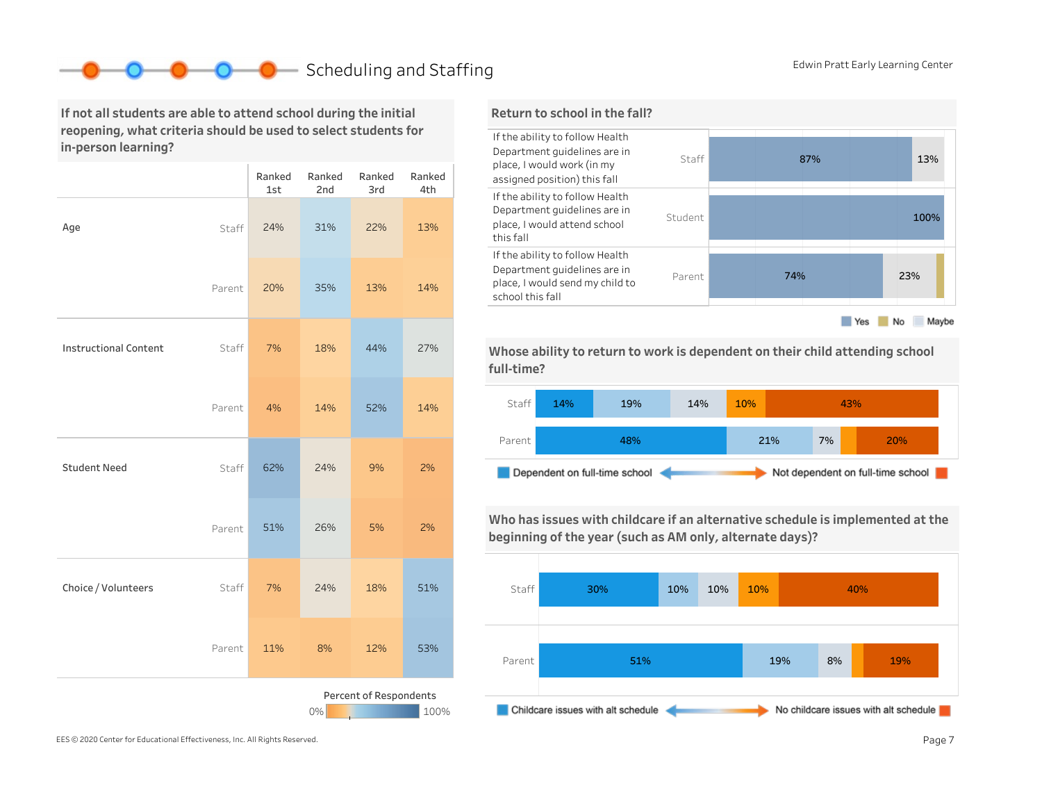# Scheduling and Staffing

Edwin Pratt Early Learning Center

## If not all students are able to attend school during the initial reopening, what criteria should be used to select students for in-person learning?

| | | Ranked 1st | Ranked 2nd | Ranked 3rd | Ranked 4th |
|---|---|---|---|---|---|
| Age | Staff | 24% | 31% | 22% | 13% |
| | Parent | 20% | 35% | 13% | 14% |
| Instructional Content | Staff | 7% | 18% | 44% | 27% |
| | Parent | 4% | 14% | 52% | 14% |
| Student Need | Staff | 62% | 24% | 9% | 2% |
| | Parent | 51% | 26% | 5% | 2% |
| Choice / Volunteers | Staff | 7% | 24% | 18% | 51% |
| | Parent | 11% | 8% | 12% | 53% |

Percent of Respondents: 0% – 100%

## Return to school in the fall?

| Statement | Group | Yes | Maybe | No |
|---|---|---|---|---|
| If the ability to follow Health Department guidelines are in place, I would work (in my assigned position) this fall | Staff | 87% | 13% | |
| If the ability to follow Health Department guidelines are in place, I would attend school this fall | Student | 100% | | |
| If the ability to follow Health Department guidelines are in place, I would send my child to school this fall | Parent | 74% | 23% | |

Yes · No · Maybe

## Whose ability to return to work is dependent on their child attending school full-time?

| | Dependent on full-time school | | | | Not dependent on full-time school |
|---|---|---|---|---|---|
| Staff | 14% | 19% | 14% | 10% | 43% |
| Parent | 48% | 21% | 7% | | 20% |

Dependent on full-time school ← → Not dependent on full-time school

## Who has issues with childcare if an alternative schedule is implemented at the beginning of the year (such as AM only, alternate days)?

| | Childcare issues with alt schedule | | | | No childcare issues with alt schedule |
|---|---|---|---|---|---|
| Staff | 30% | 10% | 10% | 10% | 40% |
| Parent | 51% | 19% | 8% | | 19% |

Childcare issues with alt schedule ← → No childcare issues with alt schedule

EES © 2020 Center for Educational Effectiveness, Inc. All Rights Reserved.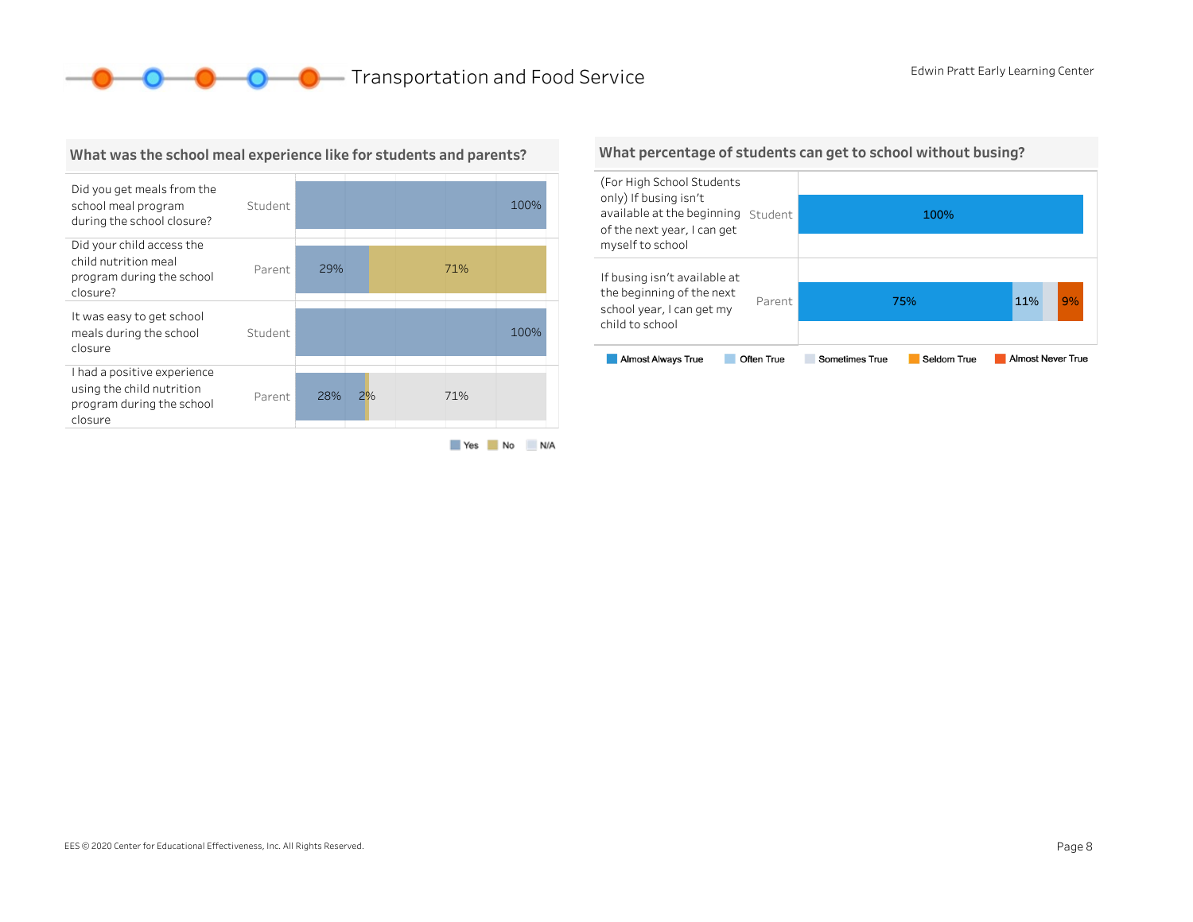# Transportation and Food Service

Edwin Pratt Early Learning Center

## What was the school meal experience like for students and parents?

| Question | Respondent | Yes | No | N/A |
|---|---|---|---|---|
| Did you get meals from the school meal program during the school closure? | Student | 100% | | |
| Did your child access the child nutrition meal program during the school closure? | Parent | 29% | 71% | |
| It was easy to get school meals during the school closure | Student | 100% | | |
| I had a positive experience using the child nutrition program during the school closure | Parent | 28% | 2% | 71% |

## What percentage of students can get to school without busing?

| Question | Respondent | Almost Always True | Often True | Sometimes True | Seldom True | Almost Never True |
|---|---|---|---|---|---|---|
| (For High School Students only) If busing isn't available at the beginning of the next year, I can get myself to school | Student | 100% | | | | |
| If busing isn't available at the beginning of the next school year, I can get my child to school | Parent | 75% | 11% | | | 9% |

EES © 2020 Center for Educational Effectiveness, Inc. All Rights Reserved.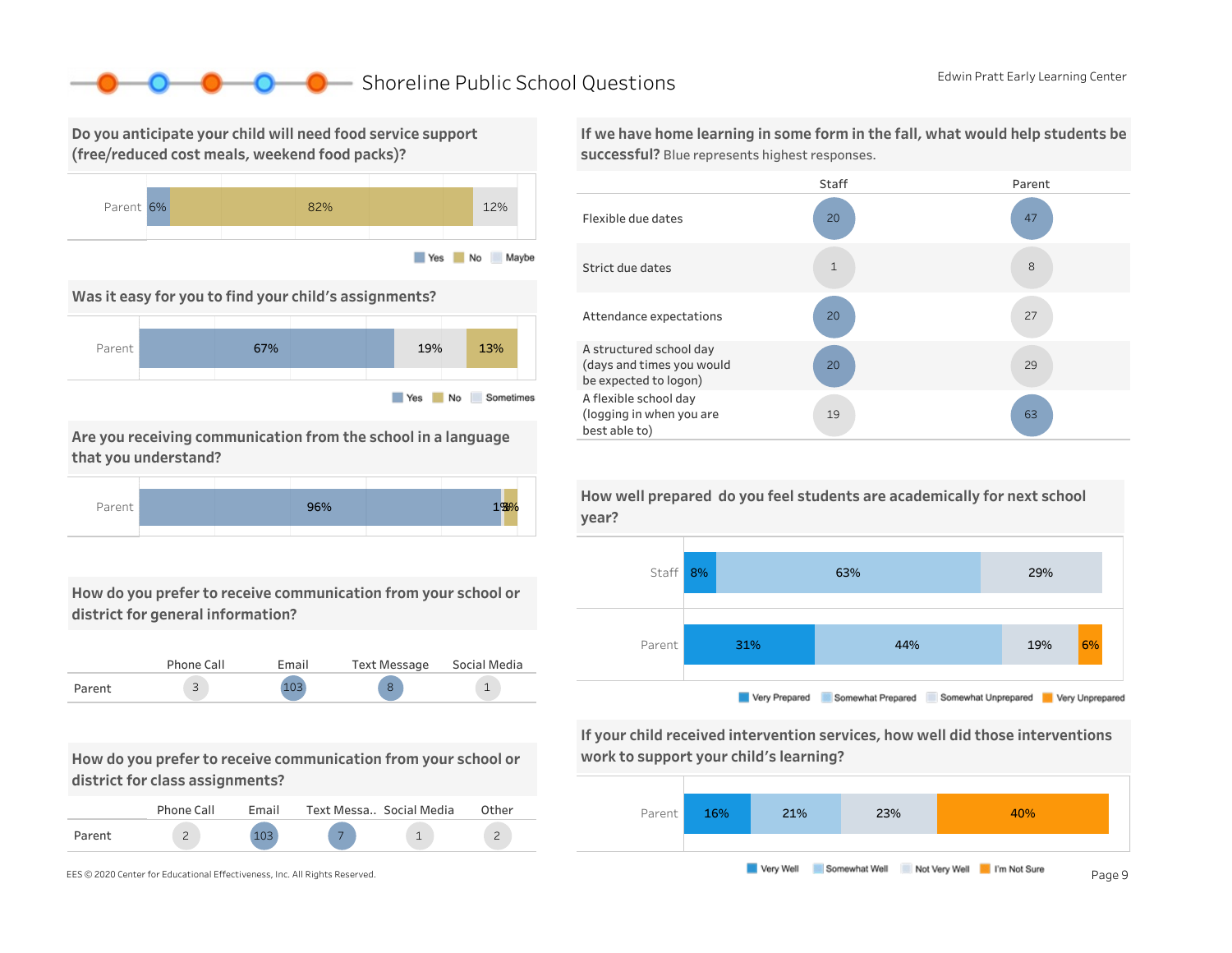# Shoreline Public School Questions

Edwin Pratt Early Learning Center

## Do you anticipate your child will need food service support (free/reduced cost meals, weekend food packs)?

| | Yes | No | Maybe |
|---|---|---|---|
| Parent | 6% | 82% | 12% |

## Was it easy for you to find your child's assignments?

| | Yes | No | Sometimes |
|---|---|---|---|
| Parent | 67% | 19% | 13% |

## Are you receiving communication from the school in a language that you understand?

| | Yes | No | Maybe |
|---|---|---|---|
| Parent | 96% | 1% | 3% |

## How do you prefer to receive communication from your school or district for general information?

| | Phone Call | Email | Text Message | Social Media |
|---|---|---|---|---|
| Parent | 3 | 103 | 8 | 1 |

## How do you prefer to receive communication from your school or district for class assignments?

| | Phone Call | Email | Text Messa.. | Social Media | Other |
|---|---|---|---|---|---|
| Parent | 2 | 103 | 7 | 1 | 2 |

## If we have home learning in some form in the fall, what would help students be successful?

Blue represents highest responses.

| | Staff | Parent |
|---|---|---|
| Flexible due dates | 20 | 47 |
| Strict due dates | 1 | 8 |
| Attendance expectations | 20 | 27 |
| A structured school day (days and times you would be expected to logon) | 20 | 29 |
| A flexible school day (logging in when you are best able to) | 19 | 63 |

## How well prepared do you feel students are academically for next school year?

| | Very Prepared | Somewhat Prepared | Somewhat Unprepared | Very Unprepared |
|---|---|---|---|---|
| Staff | 8% | 63% | 29% | |
| Parent | 31% | 44% | 19% | 6% |

## If your child received intervention services, how well did those interventions work to support your child's learning?

| | Very Well | Somewhat Well | Not Very Well | I'm Not Sure |
|---|---|---|---|---|
| Parent | 16% | 21% | 23% | 40% |

EES © 2020 Center for Educational Effectiveness, Inc. All Rights Reserved.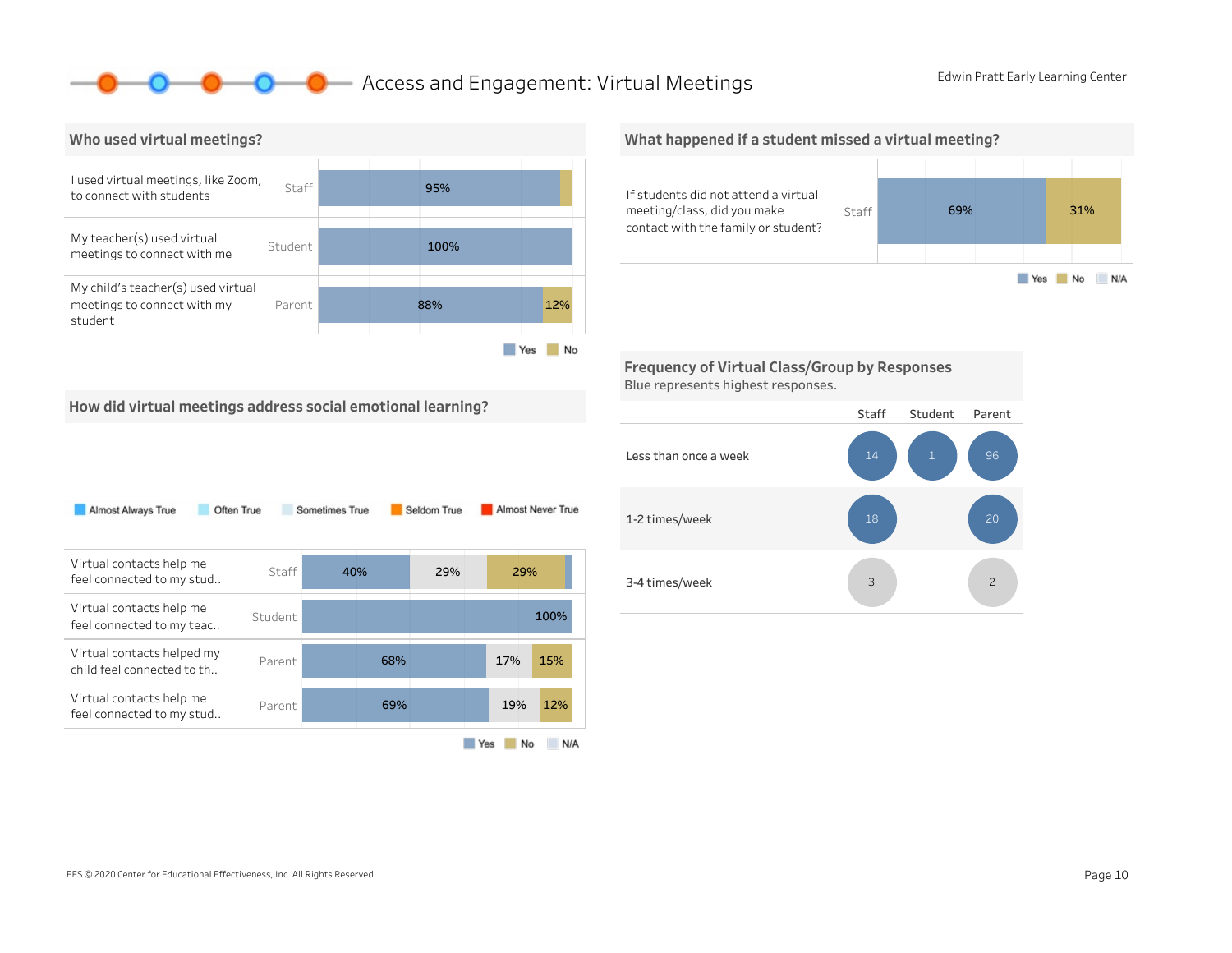# Access and Engagement: Virtual Meetings

Edwin Pratt Early Learning Center

## Who used virtual meetings?

| Question | Respondent | Yes | No |
|---|---|---|---|
| I used virtual meetings, like Zoom, to connect with students | Staff | 95% | |
| My teacher(s) used virtual meetings to connect with me | Student | 100% | |
| My child's teacher(s) used virtual meetings to connect with my student | Parent | 88% | 12% |

## What happened if a student missed a virtual meeting?

| Question | Respondent | Yes | No | N/A |
|---|---|---|---|---|
| If students did not attend a virtual meeting/class, did you make contact with the family or student? | Staff | 69% | 31% | |

## How did virtual meetings address social emotional learning?

Almost Always True | Often True | Sometimes True | Seldom True | Almost Never True

| Question | Respondent | Yes | N/A | No |
|---|---|---|---|---|
| Virtual contacts help me feel connected to my stud.. | Staff | 40% | 29% | 29% |
| Virtual contacts help me feel connected to my teac.. | Student | 100% | | |
| Virtual contacts helped my child feel connected to th.. | Parent | 68% | 17% | 15% |
| Virtual contacts help me feel connected to my stud.. | Parent | 69% | 19% | 12% |

## Frequency of Virtual Class/Group by Responses

Blue represents highest responses.

| | Staff | Student | Parent |
|---|---|---|---|
| Less than once a week | 14 | 1 | 96 |
| 1-2 times/week | 18 | | 20 |
| 3-4 times/week | 3 | | 2 |

EES © 2020 Center for Educational Effectiveness, Inc. All Rights Reserved.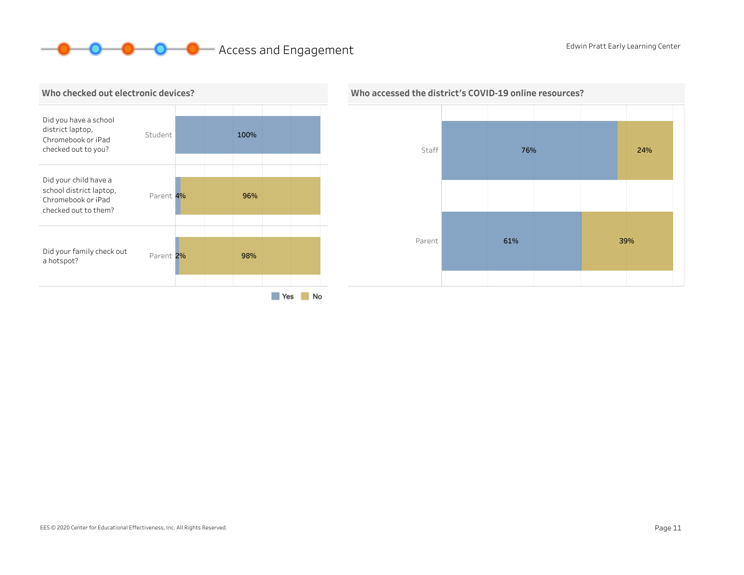# Access and Engagement

Edwin Pratt Early Learning Center

## Who checked out electronic devices?

| Question | Respondent | Yes | No |
|---|---|---|---|
| Did you have a school district laptop, Chromebook or iPad checked out to you? | Student | 100% | |
| Did your child have a school district laptop, Chromebook or iPad checked out to them? | Parent | 4% | 96% |
| Did your family check out a hotspot? | Parent | 2% | 98% |

## Who accessed the district's COVID-19 online resources?

| Respondent | Yes | No |
|---|---|---|
| Staff | 76% | 24% |
| Parent | 61% | 39% |

EES © 2020 Center for Educational Effectiveness, Inc. All Rights Reserved.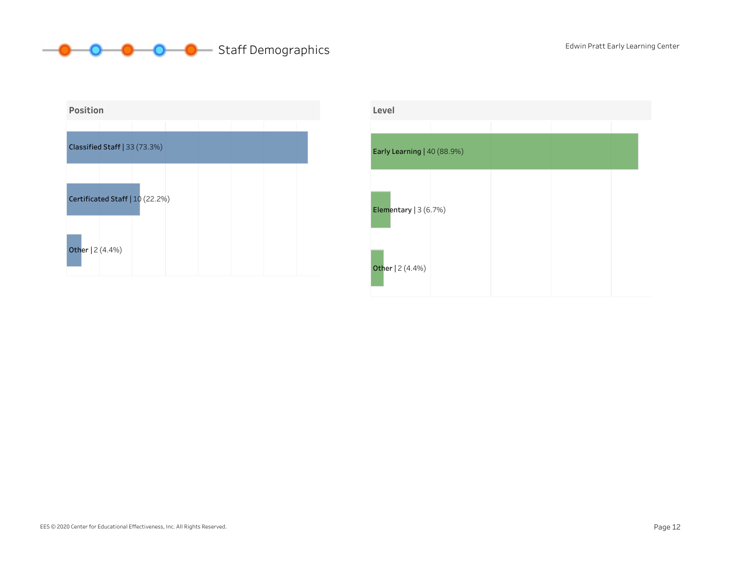# Staff Demographics

Edwin Pratt Early Learning Center

## Position

| Position | Count (%) |
|---|---|
| Classified Staff | 33 (73.3%) |
| Certificated Staff | 10 (22.2%) |
| Other | 2 (4.4%) |

## Level

| Level | Count (%) |
|---|---|
| Early Learning | 40 (88.9%) |
| Elementary | 3 (6.7%) |
| Other | 2 (4.4%) |

EES © 2020 Center for Educational Effectiveness, Inc. All Rights Reserved.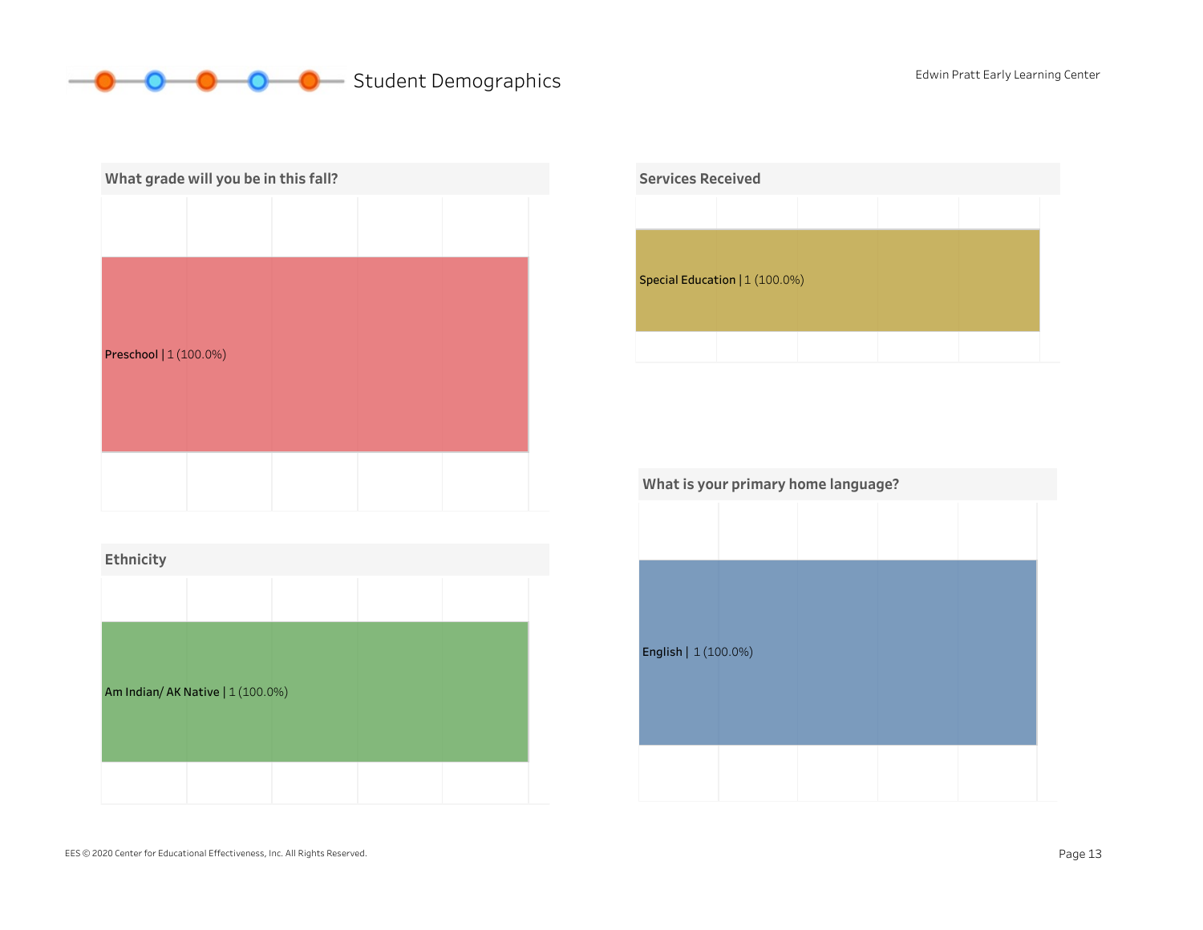# Student Demographics

## What grade will you be in this fall?

Preschool | 1 (100.0%)

## Ethnicity

Am Indian/ AK Native | 1 (100.0%)

## Services Received

Special Education | 1 (100.0%)

## What is your primary home language?

English | 1 (100.0%)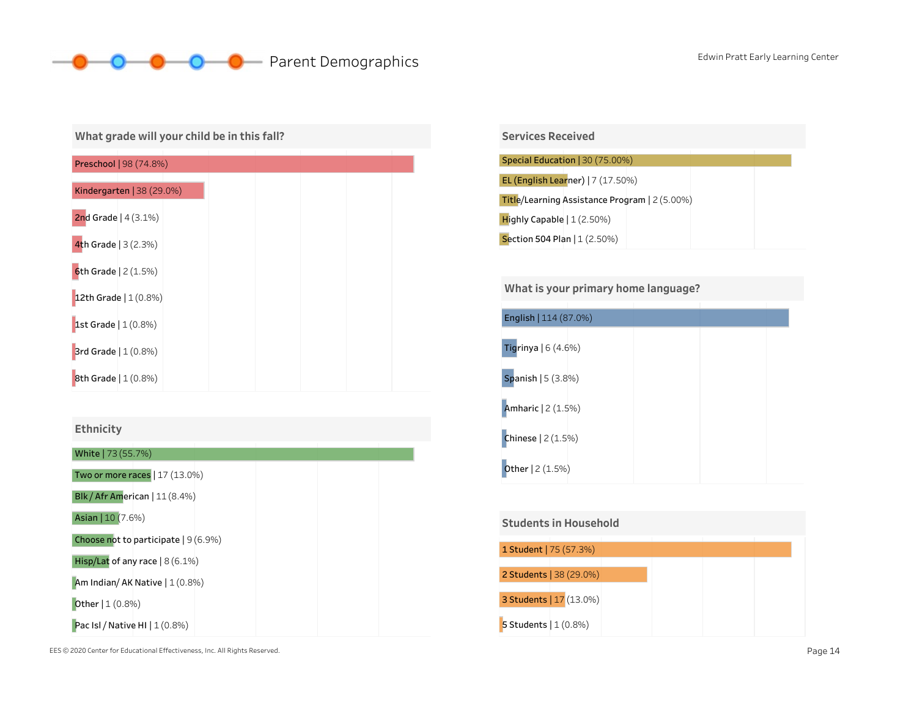# Parent Demographics

Edwin Pratt Early Learning Center

## What grade will your child be in this fall?

Preschool | 98 (74.8%)
Kindergarten | 38 (29.0%)
2nd Grade | 4 (3.1%)
4th Grade | 3 (2.3%)
6th Grade | 2 (1.5%)
12th Grade | 1 (0.8%)
1st Grade | 1 (0.8%)
3rd Grade | 1 (0.8%)
8th Grade | 1 (0.8%)

## Ethnicity

White | 73 (55.7%)
Two or more races | 17 (13.0%)
Blk / Afr American | 11 (8.4%)
Asian | 10 (7.6%)
Choose not to participate | 9 (6.9%)
Hisp/Lat of any race | 8 (6.1%)
Am Indian/ AK Native | 1 (0.8%)
Other | 1 (0.8%)
Pac Isl / Native HI | 1 (0.8%)

## Services Received

Special Education | 30 (75.00%)
EL (English Learner) | 7 (17.50%)
Title/Learning Assistance Program | 2 (5.00%)
Highly Capable | 1 (2.50%)
Section 504 Plan | 1 (2.50%)

## What is your primary home language?

English | 114 (87.0%)
Tigrinya | 6 (4.6%)
Spanish | 5 (3.8%)
Amharic | 2 (1.5%)
Chinese | 2 (1.5%)
Other | 2 (1.5%)

## Students in Household

1 Student | 75 (57.3%)
2 Students | 38 (29.0%)
3 Students | 17 (13.0%)
5 Students | 1 (0.8%)

EES © 2020 Center for Educational Effectiveness, Inc. All Rights Reserved.